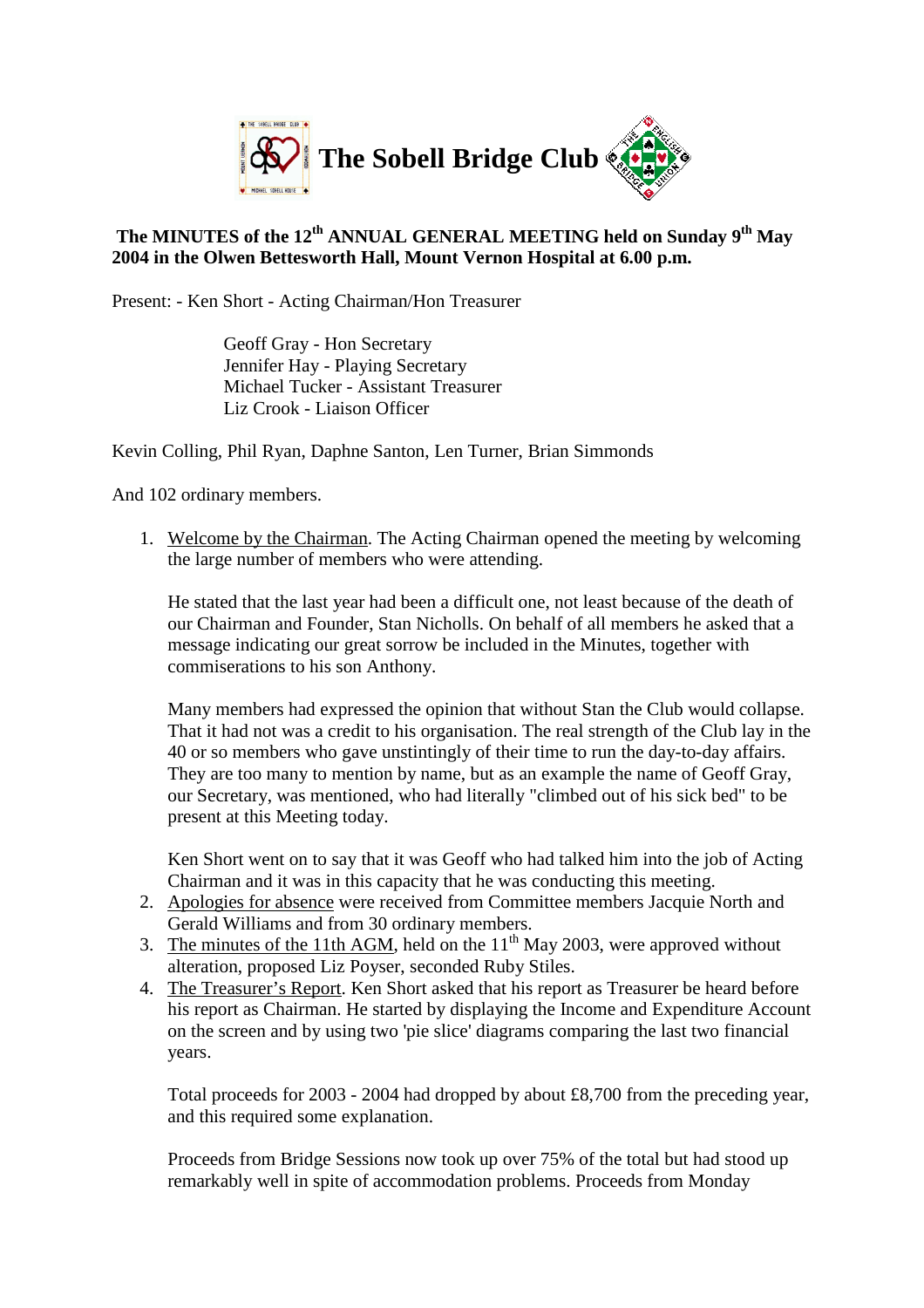# The Sobell Bridge Club

**The MINUTES of the 12th ANNUAL GENERAL MEETING held on Sunday 9th May 2004 in the Olwen Bettesworth Hall, Mount Vernon Hospital at 6.00 p.m.**

Present: - Ken Short - Acting Chairman/Hon Treasurer

Geoff Gray - Hon Secretary
Jennifer Hay - Playing Secretary
Michael Tucker - Assistant Treasurer
Liz Crook - Liaison Officer

Kevin Colling, Phil Ryan, Daphne Santon, Len Turner, Brian Simmonds

And 102 ordinary members.

1. Welcome by the Chairman. The Acting Chairman opened the meeting by welcoming the large number of members who were attending.

   He stated that the last year had been a difficult one, not least because of the death of our Chairman and Founder, Stan Nicholls. On behalf of all members he asked that a message indicating our great sorrow be included in the Minutes, together with commiserations to his son Anthony.

   Many members had expressed the opinion that without Stan the Club would collapse. That it had not was a credit to his organisation. The real strength of the Club lay in the 40 or so members who gave unstintingly of their time to run the day-to-day affairs. They are too many to mention by name, but as an example the name of Geoff Gray, our Secretary, was mentioned, who had literally "climbed out of his sick bed" to be present at this Meeting today.

   Ken Short went on to say that it was Geoff who had talked him into the job of Acting Chairman and it was in this capacity that he was conducting this meeting.
2. Apologies for absence were received from Committee members Jacquie North and Gerald Williams and from 30 ordinary members.
3. The minutes of the 11th AGM, held on the 11th May 2003, were approved without alteration, proposed Liz Poyser, seconded Ruby Stiles.
4. The Treasurer's Report. Ken Short asked that his report as Treasurer be heard before his report as Chairman. He started by displaying the Income and Expenditure Account on the screen and by using two 'pie slice' diagrams comparing the last two financial years.

   Total proceeds for 2003 - 2004 had dropped by about £8,700 from the preceding year, and this required some explanation.

   Proceeds from Bridge Sessions now took up over 75% of the total but had stood up remarkably well in spite of accommodation problems. Proceeds from Monday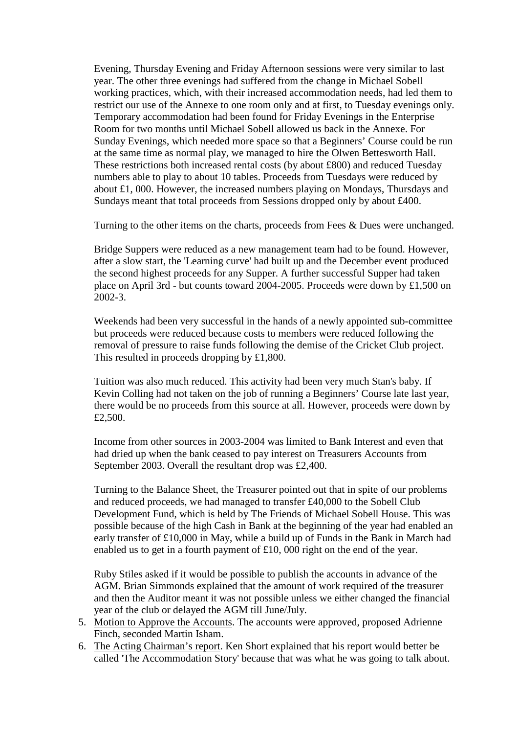Evening, Thursday Evening and Friday Afternoon sessions were very similar to last year. The other three evenings had suffered from the change in Michael Sobell working practices, which, with their increased accommodation needs, had led them to restrict our use of the Annexe to one room only and at first, to Tuesday evenings only. Temporary accommodation had been found for Friday Evenings in the Enterprise Room for two months until Michael Sobell allowed us back in the Annexe. For Sunday Evenings, which needed more space so that a Beginners' Course could be run at the same time as normal play, we managed to hire the Olwen Bettesworth Hall. These restrictions both increased rental costs (by about £800) and reduced Tuesday numbers able to play to about 10 tables. Proceeds from Tuesdays were reduced by about £1, 000. However, the increased numbers playing on Mondays, Thursdays and Sundays meant that total proceeds from Sessions dropped only by about £400.

Turning to the other items on the charts, proceeds from Fees & Dues were unchanged.

Bridge Suppers were reduced as a new management team had to be found. However, after a slow start, the 'Learning curve' had built up and the December event produced the second highest proceeds for any Supper. A further successful Supper had taken place on April 3rd - but counts toward 2004-2005. Proceeds were down by £1,500 on 2002-3.

Weekends had been very successful in the hands of a newly appointed sub-committee but proceeds were reduced because costs to members were reduced following the removal of pressure to raise funds following the demise of the Cricket Club project. This resulted in proceeds dropping by £1,800.

Tuition was also much reduced. This activity had been very much Stan's baby. If Kevin Colling had not taken on the job of running a Beginners' Course late last year, there would be no proceeds from this source at all. However, proceeds were down by £2,500.

Income from other sources in 2003-2004 was limited to Bank Interest and even that had dried up when the bank ceased to pay interest on Treasurers Accounts from September 2003. Overall the resultant drop was £2,400.

Turning to the Balance Sheet, the Treasurer pointed out that in spite of our problems and reduced proceeds, we had managed to transfer £40,000 to the Sobell Club Development Fund, which is held by The Friends of Michael Sobell House. This was possible because of the high Cash in Bank at the beginning of the year had enabled an early transfer of £10,000 in May, while a build up of Funds in the Bank in March had enabled us to get in a fourth payment of £10, 000 right on the end of the year.

Ruby Stiles asked if it would be possible to publish the accounts in advance of the AGM. Brian Simmonds explained that the amount of work required of the treasurer and then the Auditor meant it was not possible unless we either changed the financial year of the club or delayed the AGM till June/July.

5. Motion to Approve the Accounts. The accounts were approved, proposed Adrienne Finch, seconded Martin Isham.
6. The Acting Chairman's report. Ken Short explained that his report would better be called 'The Accommodation Story' because that was what he was going to talk about.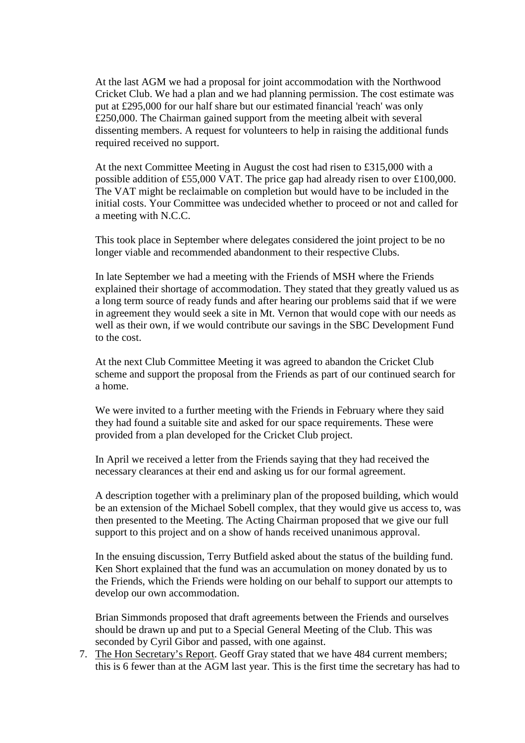At the last AGM we had a proposal for joint accommodation with the Northwood Cricket Club. We had a plan and we had planning permission. The cost estimate was put at £295,000 for our half share but our estimated financial 'reach' was only £250,000. The Chairman gained support from the meeting albeit with several dissenting members. A request for volunteers to help in raising the additional funds required received no support.

At the next Committee Meeting in August the cost had risen to £315,000 with a possible addition of £55,000 VAT. The price gap had already risen to over £100,000. The VAT might be reclaimable on completion but would have to be included in the initial costs. Your Committee was undecided whether to proceed or not and called for a meeting with N.C.C.

This took place in September where delegates considered the joint project to be no longer viable and recommended abandonment to their respective Clubs.

In late September we had a meeting with the Friends of MSH where the Friends explained their shortage of accommodation. They stated that they greatly valued us as a long term source of ready funds and after hearing our problems said that if we were in agreement they would seek a site in Mt. Vernon that would cope with our needs as well as their own, if we would contribute our savings in the SBC Development Fund to the cost.

At the next Club Committee Meeting it was agreed to abandon the Cricket Club scheme and support the proposal from the Friends as part of our continued search for a home.

We were invited to a further meeting with the Friends in February where they said they had found a suitable site and asked for our space requirements. These were provided from a plan developed for the Cricket Club project.

In April we received a letter from the Friends saying that they had received the necessary clearances at their end and asking us for our formal agreement.

A description together with a preliminary plan of the proposed building, which would be an extension of the Michael Sobell complex, that they would give us access to, was then presented to the Meeting. The Acting Chairman proposed that we give our full support to this project and on a show of hands received unanimous approval.

In the ensuing discussion, Terry Butfield asked about the status of the building fund. Ken Short explained that the fund was an accumulation on money donated by us to the Friends, which the Friends were holding on our behalf to support our attempts to develop our own accommodation.

Brian Simmonds proposed that draft agreements between the Friends and ourselves should be drawn up and put to a Special General Meeting of the Club. This was seconded by Cyril Gibor and passed, with one against.

7. The Hon Secretary's Report. Geoff Gray stated that we have 484 current members; this is 6 fewer than at the AGM last year. This is the first time the secretary has had to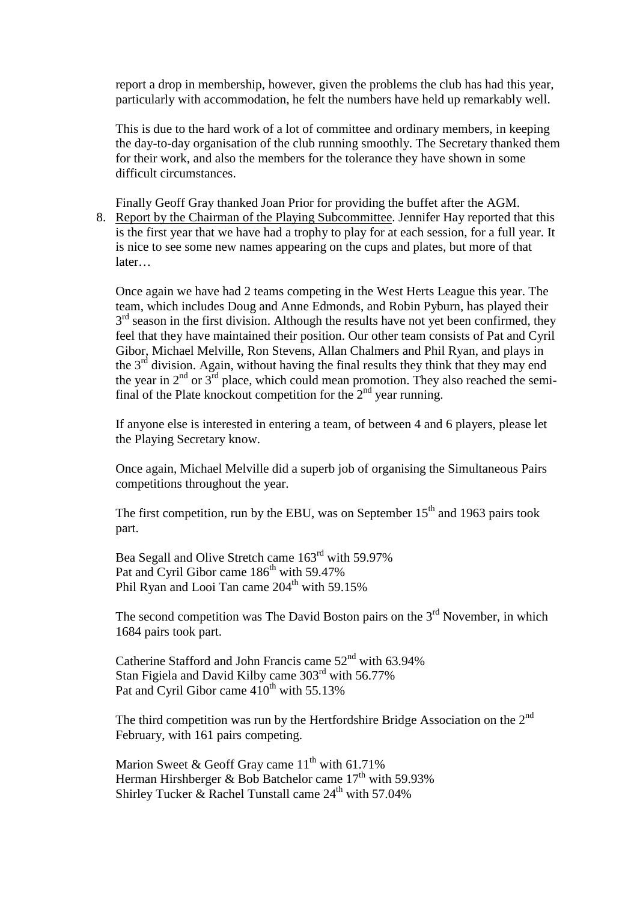report a drop in membership, however, given the problems the club has had this year, particularly with accommodation, he felt the numbers have held up remarkably well.

This is due to the hard work of a lot of committee and ordinary members, in keeping the day-to-day organisation of the club running smoothly. The Secretary thanked them for their work, and also the members for the tolerance they have shown in some difficult circumstances.

Finally Geoff Gray thanked Joan Prior for providing the buffet after the AGM.

8. Report by the Chairman of the Playing Subcommittee. Jennifer Hay reported that this is the first year that we have had a trophy to play for at each session, for a full year. It is nice to see some new names appearing on the cups and plates, but more of that later…

   Once again we have had 2 teams competing in the West Herts League this year. The team, which includes Doug and Anne Edmonds, and Robin Pyburn, has played their 3rd season in the first division. Although the results have not yet been confirmed, they feel that they have maintained their position. Our other team consists of Pat and Cyril Gibor, Michael Melville, Ron Stevens, Allan Chalmers and Phil Ryan, and plays in the 3rd division. Again, without having the final results they think that they may end the year in 2nd or 3rd place, which could mean promotion. They also reached the semi-final of the Plate knockout competition for the 2nd year running.

   If anyone else is interested in entering a team, of between 4 and 6 players, please let the Playing Secretary know.

   Once again, Michael Melville did a superb job of organising the Simultaneous Pairs competitions throughout the year.

   The first competition, run by the EBU, was on September 15th and 1963 pairs took part.

   Bea Segall and Olive Stretch came 163rd with 59.97%
   Pat and Cyril Gibor came 186th with 59.47%
   Phil Ryan and Looi Tan came 204th with 59.15%

   The second competition was The David Boston pairs on the 3rd November, in which 1684 pairs took part.

   Catherine Stafford and John Francis came 52nd with 63.94%
   Stan Figiela and David Kilby came 303rd with 56.77%
   Pat and Cyril Gibor came 410th with 55.13%

   The third competition was run by the Hertfordshire Bridge Association on the 2nd February, with 161 pairs competing.

   Marion Sweet & Geoff Gray came 11th with 61.71%
   Herman Hirshberger & Bob Batchelor came 17th with 59.93%
   Shirley Tucker & Rachel Tunstall came 24th with 57.04%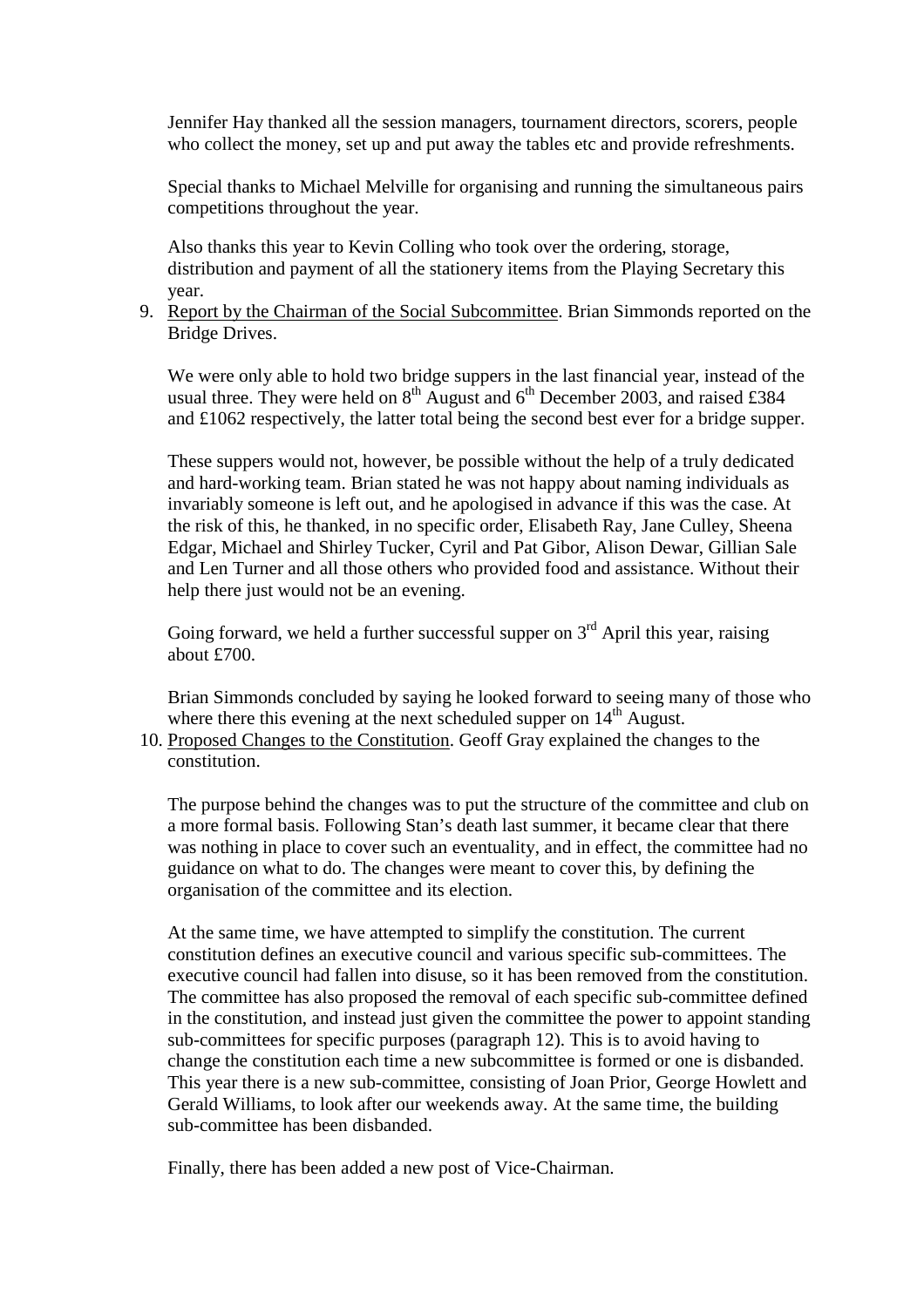Jennifer Hay thanked all the session managers, tournament directors, scorers, people who collect the money, set up and put away the tables etc and provide refreshments.

Special thanks to Michael Melville for organising and running the simultaneous pairs competitions throughout the year.

Also thanks this year to Kevin Colling who took over the ordering, storage, distribution and payment of all the stationery items from the Playing Secretary this year.

9. Report by the Chairman of the Social Subcommittee. Brian Simmonds reported on the Bridge Drives.

   We were only able to hold two bridge suppers in the last financial year, instead of the usual three. They were held on 8th August and 6th December 2003, and raised £384 and £1062 respectively, the latter total being the second best ever for a bridge supper.

   These suppers would not, however, be possible without the help of a truly dedicated and hard-working team. Brian stated he was not happy about naming individuals as invariably someone is left out, and he apologised in advance if this was the case. At the risk of this, he thanked, in no specific order, Elisabeth Ray, Jane Culley, Sheena Edgar, Michael and Shirley Tucker, Cyril and Pat Gibor, Alison Dewar, Gillian Sale and Len Turner and all those others who provided food and assistance. Without their help there just would not be an evening.

   Going forward, we held a further successful supper on 3rd April this year, raising about £700.

   Brian Simmonds concluded by saying he looked forward to seeing many of those who where there this evening at the next scheduled supper on 14th August.

10. Proposed Changes to the Constitution. Geoff Gray explained the changes to the constitution.

    The purpose behind the changes was to put the structure of the committee and club on a more formal basis. Following Stan's death last summer, it became clear that there was nothing in place to cover such an eventuality, and in effect, the committee had no guidance on what to do. The changes were meant to cover this, by defining the organisation of the committee and its election.

    At the same time, we have attempted to simplify the constitution. The current constitution defines an executive council and various specific sub-committees. The executive council had fallen into disuse, so it has been removed from the constitution. The committee has also proposed the removal of each specific sub-committee defined in the constitution, and instead just given the committee the power to appoint standing sub-committees for specific purposes (paragraph 12). This is to avoid having to change the constitution each time a new subcommittee is formed or one is disbanded. This year there is a new sub-committee, consisting of Joan Prior, George Howlett and Gerald Williams, to look after our weekends away. At the same time, the building sub-committee has been disbanded.

    Finally, there has been added a new post of Vice-Chairman.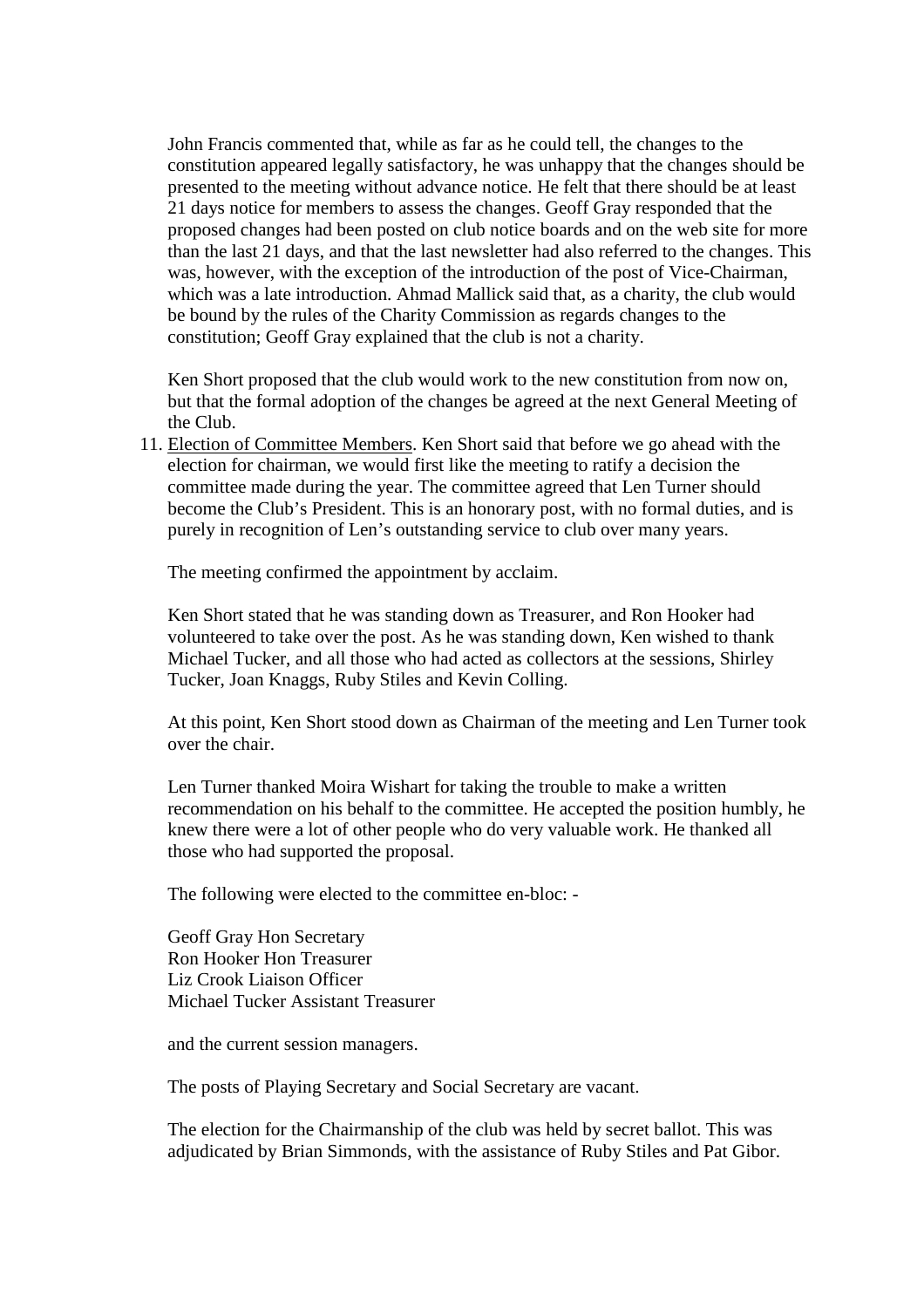John Francis commented that, while as far as he could tell, the changes to the constitution appeared legally satisfactory, he was unhappy that the changes should be presented to the meeting without advance notice. He felt that there should be at least 21 days notice for members to assess the changes. Geoff Gray responded that the proposed changes had been posted on club notice boards and on the web site for more than the last 21 days, and that the last newsletter had also referred to the changes. This was, however, with the exception of the introduction of the post of Vice-Chairman, which was a late introduction. Ahmad Mallick said that, as a charity, the club would be bound by the rules of the Charity Commission as regards changes to the constitution; Geoff Gray explained that the club is not a charity.

Ken Short proposed that the club would work to the new constitution from now on, but that the formal adoption of the changes be agreed at the next General Meeting of the Club.

11. Election of Committee Members. Ken Short said that before we go ahead with the election for chairman, we would first like the meeting to ratify a decision the committee made during the year. The committee agreed that Len Turner should become the Club's President. This is an honorary post, with no formal duties, and is purely in recognition of Len's outstanding service to club over many years.

    The meeting confirmed the appointment by acclaim.

    Ken Short stated that he was standing down as Treasurer, and Ron Hooker had volunteered to take over the post. As he was standing down, Ken wished to thank Michael Tucker, and all those who had acted as collectors at the sessions, Shirley Tucker, Joan Knaggs, Ruby Stiles and Kevin Colling.

    At this point, Ken Short stood down as Chairman of the meeting and Len Turner took over the chair.

    Len Turner thanked Moira Wishart for taking the trouble to make a written recommendation on his behalf to the committee. He accepted the position humbly, he knew there were a lot of other people who do very valuable work. He thanked all those who had supported the proposal.

    The following were elected to the committee en-bloc: -

    Geoff Gray Hon Secretary
    Ron Hooker Hon Treasurer
    Liz Crook Liaison Officer
    Michael Tucker Assistant Treasurer

    and the current session managers.

    The posts of Playing Secretary and Social Secretary are vacant.

    The election for the Chairmanship of the club was held by secret ballot. This was adjudicated by Brian Simmonds, with the assistance of Ruby Stiles and Pat Gibor.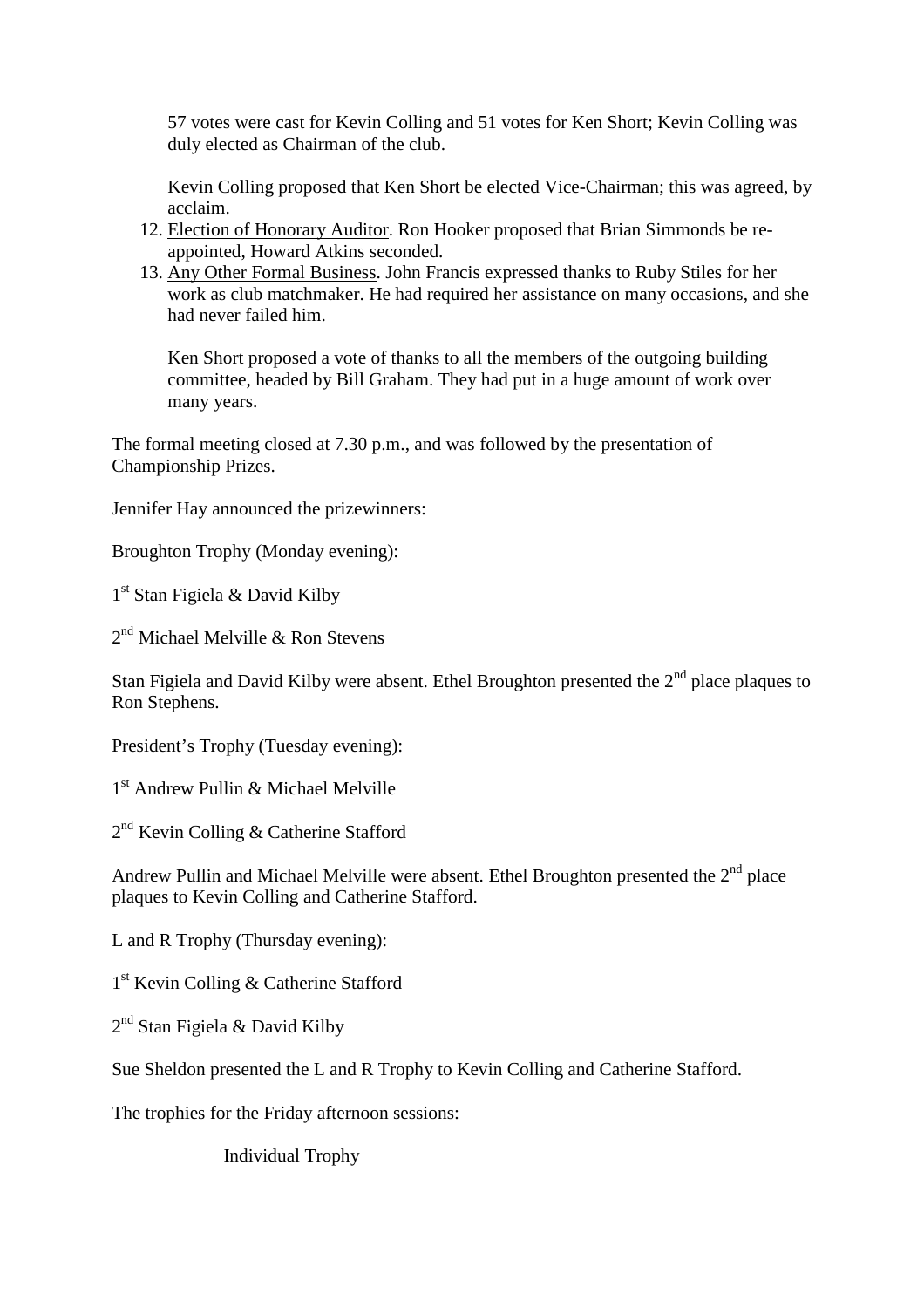57 votes were cast for Kevin Colling and 51 votes for Ken Short; Kevin Colling was duly elected as Chairman of the club.

Kevin Colling proposed that Ken Short be elected Vice-Chairman; this was agreed, by acclaim.

12. Election of Honorary Auditor. Ron Hooker proposed that Brian Simmonds be re-appointed, Howard Atkins seconded.
13. Any Other Formal Business. John Francis expressed thanks to Ruby Stiles for her work as club matchmaker. He had required her assistance on many occasions, and she had never failed him.

    Ken Short proposed a vote of thanks to all the members of the outgoing building committee, headed by Bill Graham. They had put in a huge amount of work over many years.

The formal meeting closed at 7.30 p.m., and was followed by the presentation of Championship Prizes.

Jennifer Hay announced the prizewinners:

Broughton Trophy (Monday evening):

1st Stan Figiela & David Kilby

2nd Michael Melville & Ron Stevens

Stan Figiela and David Kilby were absent. Ethel Broughton presented the 2nd place plaques to Ron Stephens.

President's Trophy (Tuesday evening):

1st Andrew Pullin & Michael Melville

2nd Kevin Colling & Catherine Stafford

Andrew Pullin and Michael Melville were absent. Ethel Broughton presented the 2nd place plaques to Kevin Colling and Catherine Stafford.

L and R Trophy (Thursday evening):

1st Kevin Colling & Catherine Stafford

2nd Stan Figiela & David Kilby

Sue Sheldon presented the L and R Trophy to Kevin Colling and Catherine Stafford.

The trophies for the Friday afternoon sessions:

Individual Trophy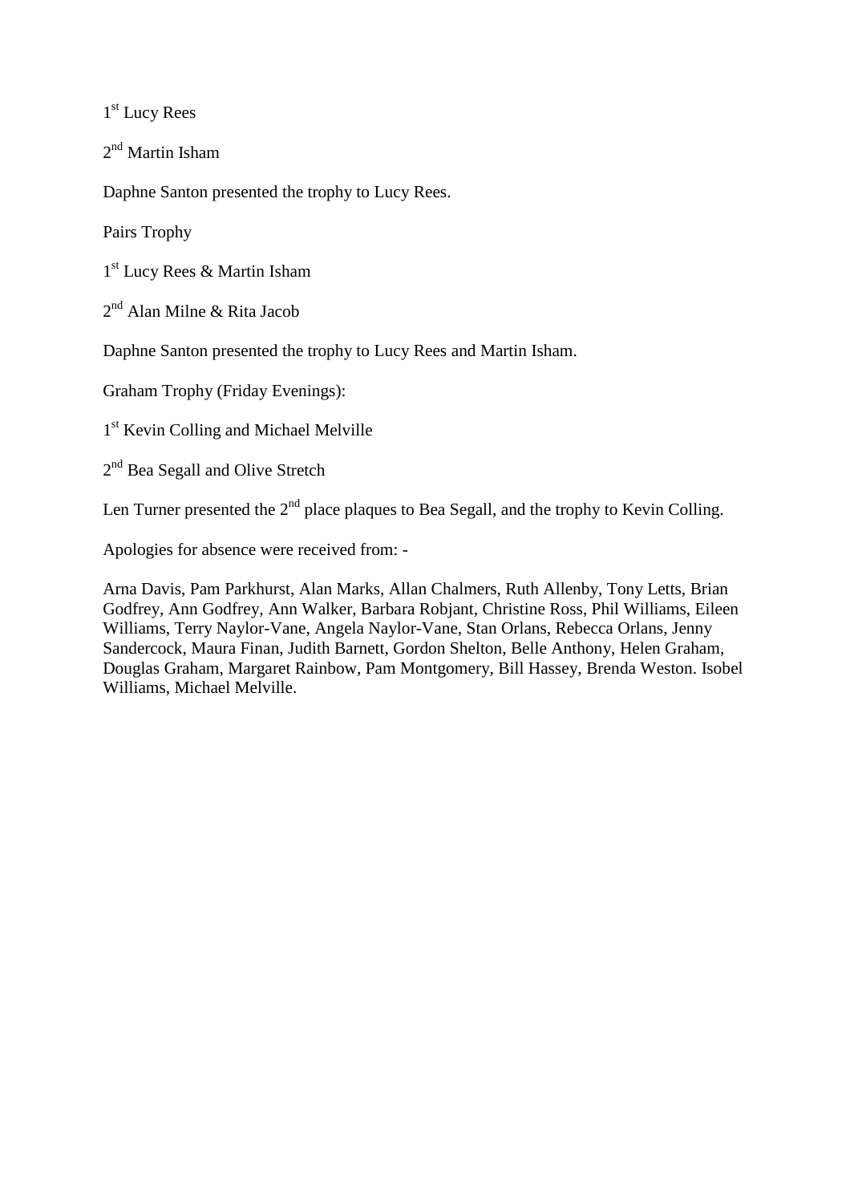1st Lucy Rees

2nd Martin Isham

Daphne Santon presented the trophy to Lucy Rees.

Pairs Trophy

1st Lucy Rees & Martin Isham

2nd Alan Milne & Rita Jacob

Daphne Santon presented the trophy to Lucy Rees and Martin Isham.

Graham Trophy (Friday Evenings):

1st Kevin Colling and Michael Melville

2nd Bea Segall and Olive Stretch

Len Turner presented the 2nd place plaques to Bea Segall, and the trophy to Kevin Colling.

Apologies for absence were received from: -

Arna Davis, Pam Parkhurst, Alan Marks, Allan Chalmers, Ruth Allenby, Tony Letts, Brian Godfrey, Ann Godfrey, Ann Walker, Barbara Robjant, Christine Ross, Phil Williams, Eileen Williams, Terry Naylor-Vane, Angela Naylor-Vane, Stan Orlans, Rebecca Orlans, Jenny Sandercock, Maura Finan, Judith Barnett, Gordon Shelton, Belle Anthony, Helen Graham, Douglas Graham, Margaret Rainbow, Pam Montgomery, Bill Hassey, Brenda Weston. Isobel Williams, Michael Melville.